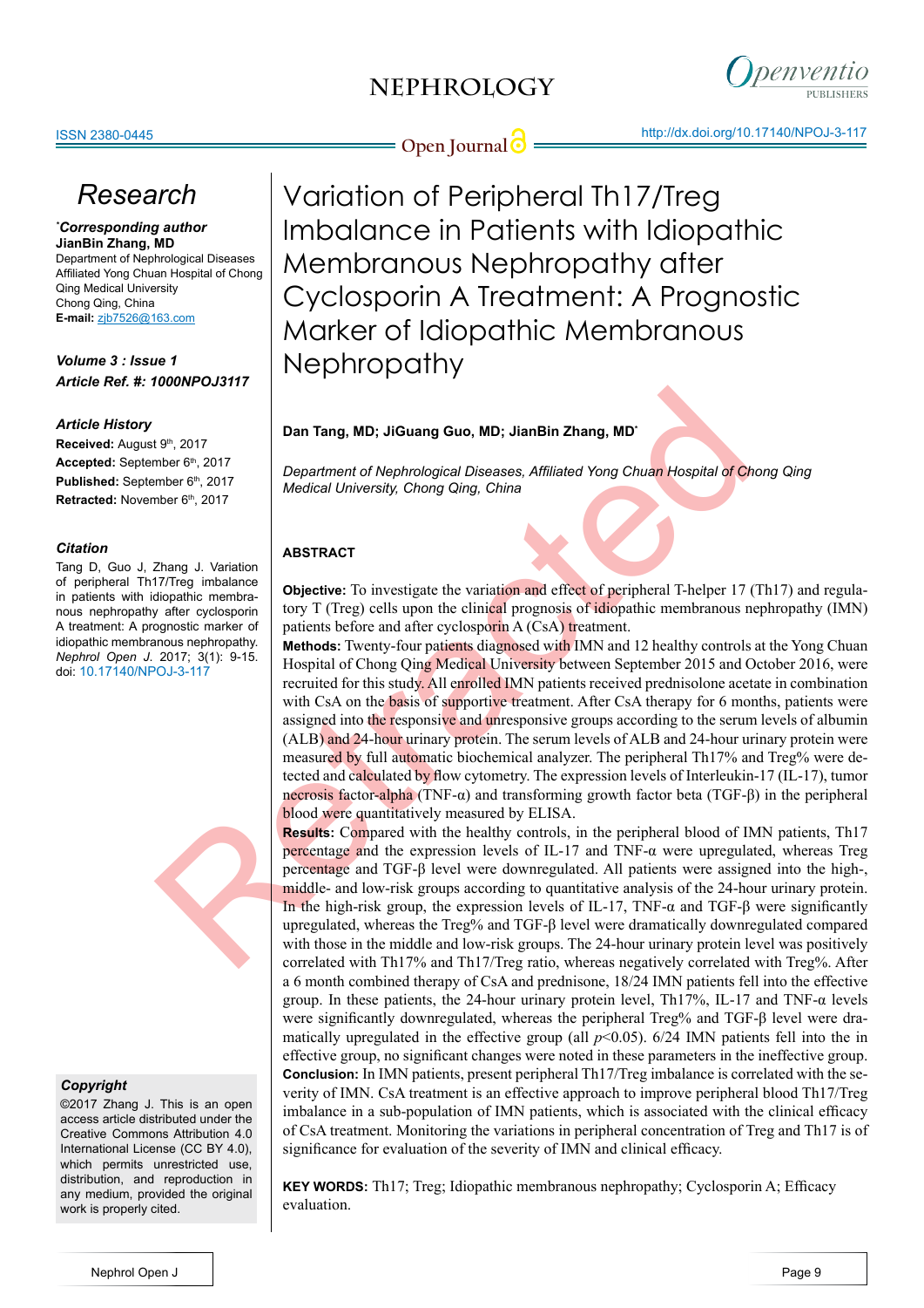NEPHROLOGY

ISSN 2380-0445

Open Journal

http://dx.doi.org/10.17140/NPOJ-3-117

## Research

*Corresponding author
**JianBin Zhang, MD**
Department of Nephrological Diseases
Affiliated Yong Chuan Hospital of Chong Qing Medical University
Chong Qing, China
**E-mail:** zjb7526@163.com

***Volume 3 : Issue 1***
***Article Ref. #: 1000NPOJ3117***

***Article History***
**Received:** August 9th, 2017
**Accepted:** September 6th, 2017
**Published:** September 6th, 2017
**Retracted:** November 6th, 2017

***Citation***
Tang D, Guo J, Zhang J. Variation of peripheral Th17/Treg imbalance in patients with idiopathic membranous nephropathy after cyclosporin A treatment: A prognostic marker of idiopathic membranous nephropathy. *Nephrol Open J.* 2017; 3(1): 9-15. doi: 10.17140/NPOJ-3-117

***Copyright***
©2017 Zhang J. This is an open access article distributed under the Creative Commons Attribution 4.0 International License (CC BY 4.0), which permits unrestricted use, distribution, and reproduction in any medium, provided the original work is properly cited.

# Variation of Peripheral Th17/Treg Imbalance in Patients with Idiopathic Membranous Nephropathy after Cyclosporin A Treatment: A Prognostic Marker of Idiopathic Membranous Nephropathy

**Dan Tang, MD; JiGuang Guo, MD; JianBin Zhang, MD***

*Department of Nephrological Diseases, Affiliated Yong Chuan Hospital of Chong Qing Medical University, Chong Qing, China*

Retracted

## ABSTRACT

**Objective:** To investigate the variation and effect of peripheral T-helper 17 (Th17) and regulatory T (Treg) cells upon the clinical prognosis of idiopathic membranous nephropathy (IMN) patients before and after cyclosporin A (CsA) treatment.

**Methods:** Twenty-four patients diagnosed with IMN and 12 healthy controls at the Yong Chuan Hospital of Chong Qing Medical University between September 2015 and October 2016, were recruited for this study. All enrolled IMN patients received prednisolone acetate in combination with CsA on the basis of supportive treatment. After CsA therapy for 6 months, patients were assigned into the responsive and unresponsive groups according to the serum levels of albumin (ALB) and 24-hour urinary protein. The serum levels of ALB and 24-hour urinary protein were measured by full automatic biochemical analyzer. The peripheral Th17% and Treg% were detected and calculated by flow cytometry. The expression levels of Interleukin-17 (IL-17), tumor necrosis factor-alpha (TNF-α) and transforming growth factor beta (TGF-β) in the peripheral blood were quantitatively measured by ELISA.

**Results:** Compared with the healthy controls, in the peripheral blood of IMN patients, Th17 percentage and the expression levels of IL-17 and TNF-α were upregulated, whereas Treg percentage and TGF-β level were downregulated. All patients were assigned into the high-, middle- and low-risk groups according to quantitative analysis of the 24-hour urinary protein. In the high-risk group, the expression levels of IL-17, TNF-α and TGF-β were significantly upregulated, whereas the Treg% and TGF-β level were dramatically downregulated compared with those in the middle and low-risk groups. The 24-hour urinary protein level was positively correlated with Th17% and Th17/Treg ratio, whereas negatively correlated with Treg%. After a 6 month combined therapy of CsA and prednisone, 18/24 IMN patients fell into the effective group. In these patients, the 24-hour urinary protein level, Th17%, IL-17 and TNF-α levels were significantly downregulated, whereas the peripheral Treg% and TGF-β level were dramatically upregulated in the effective group (all $p<0.05$). 6/24 IMN patients fell into the in effective group, no significant changes were noted in these parameters in the ineffective group.

**Conclusion:** In IMN patients, present peripheral Th17/Treg imbalance is correlated with the severity of IMN. CsA treatment is an effective approach to improve peripheral blood Th17/Treg imbalance in a sub-population of IMN patients, which is associated with the clinical efficacy of CsA treatment. Monitoring the variations in peripheral concentration of Treg and Th17 is of significance for evaluation of the severity of IMN and clinical efficacy.

**KEY WORDS:** Th17; Treg; Idiopathic membranous nephropathy; Cyclosporin A; Efficacy evaluation.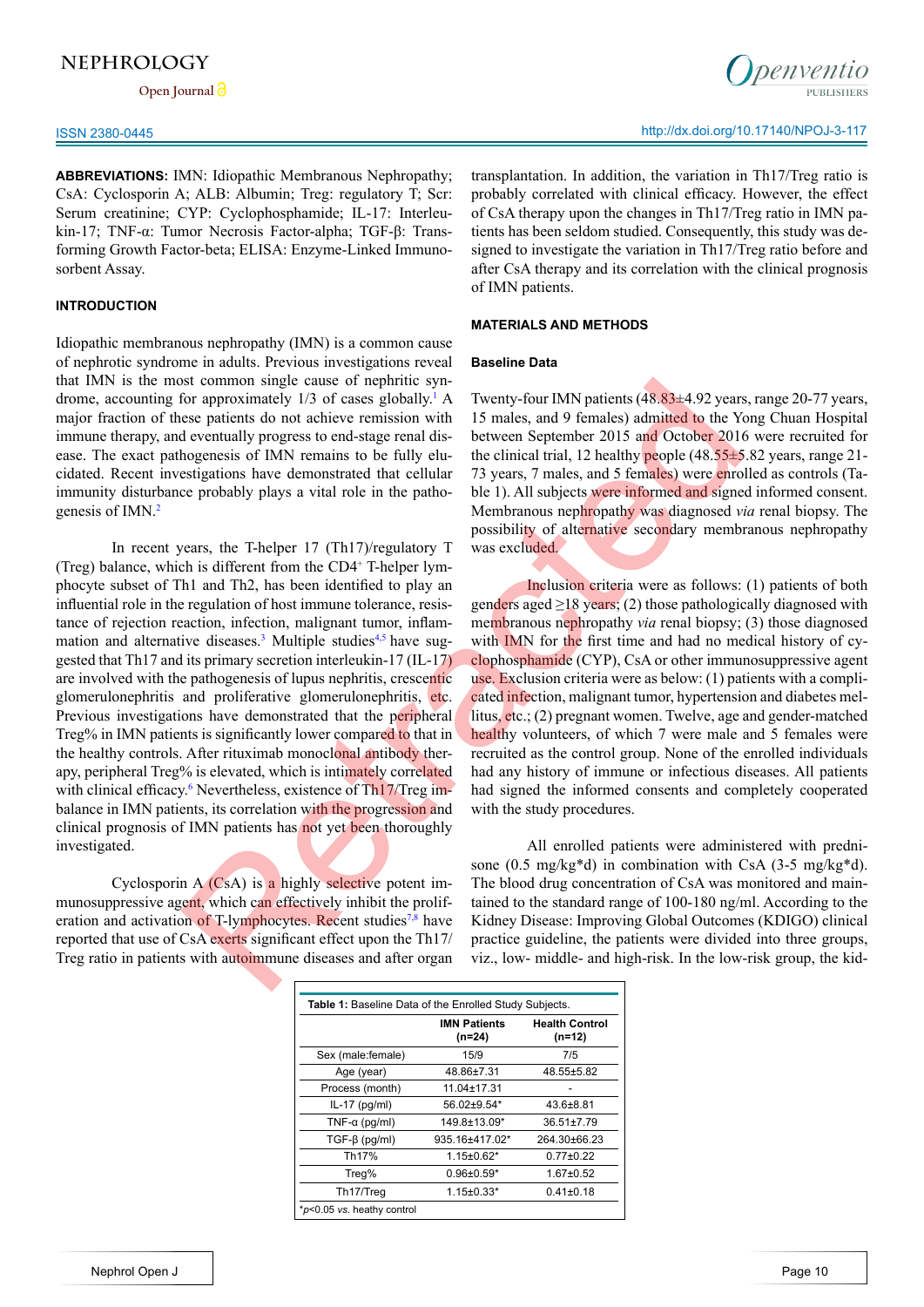**ABBREVIATIONS:** IMN: Idiopathic Membranous Nephropathy; CsA: Cyclosporin A; ALB: Albumin; Treg: regulatory T; Scr: Serum creatinine; CYP: Cyclophosphamide; IL-17: Interleukin-17; TNF-α: Tumor Necrosis Factor-alpha; TGF-β: Transforming Growth Factor-beta; ELISA: Enzyme-Linked Immunosorbent Assay.

## INTRODUCTION

Idiopathic membranous nephropathy (IMN) is a common cause of nephrotic syndrome in adults. Previous investigations reveal that IMN is the most common single cause of nephritic syndrome, accounting for approximately 1/3 of cases globally.[1] A major fraction of these patients do not achieve remission with immune therapy, and eventually progress to end-stage renal disease. The exact pathogenesis of IMN remains to be fully elucidated. Recent investigations have demonstrated that cellular immunity disturbance probably plays a vital role in the pathogenesis of IMN.[2]

In recent years, the T-helper 17 (Th17)/regulatory T (Treg) balance, which is different from the $CD4^+$ T-helper lymphocyte subset of Th1 and Th2, has been identified to play an influential role in the regulation of host immune tolerance, resistance of rejection reaction, infection, malignant tumor, inflammation and alternative diseases.[3] Multiple studies[4,5] have suggested that Th17 and its primary secretion interleukin-17 (IL-17) are involved with the pathogenesis of lupus nephritis, crescentic glomerulonephritis and proliferative glomerulonephritis, etc. Previous investigations have demonstrated that the peripheral Treg% in IMN patients is significantly lower compared to that in the healthy controls. After rituximab monoclonal antibody therapy, peripheral Treg% is elevated, which is intimately correlated with clinical efficacy.[6] Nevertheless, existence of Th17/Treg imbalance in IMN patients, its correlation with the progression and clinical prognosis of IMN patients has not yet been thoroughly investigated.

Cyclosporin A (CsA) is a highly selective potent immunosuppressive agent, which can effectively inhibit the proliferation and activation of T-lymphocytes. Recent studies[7,8] have reported that use of CsA exerts significant effect upon the Th17/Treg ratio in patients with autoimmune diseases and after organ transplantation. In addition, the variation in Th17/Treg ratio is probably correlated with clinical efficacy. However, the effect of CsA therapy upon the changes in Th17/Treg ratio in IMN patients has been seldom studied. Consequently, this study was designed to investigate the variation in Th17/Treg ratio before and after CsA therapy and its correlation with the clinical prognosis of IMN patients.

## MATERIALS AND METHODS

### Baseline Data

Twenty-four IMN patients (48.83±4.92 years, range 20-77 years, 15 males, and 9 females) admitted to the Yong Chuan Hospital between September 2015 and October 2016 were recruited for the clinical trial, 12 healthy people (48.55±5.82 years, range 21-73 years, 7 males, and 5 females) were enrolled as controls (Table 1). All subjects were informed and signed informed consent. Membranous nephropathy was diagnosed *via* renal biopsy. The possibility of alternative secondary membranous nephropathy was excluded.

Inclusion criteria were as follows: (1) patients of both genders aged ≥18 years; (2) those pathologically diagnosed with membranous nephropathy *via* renal biopsy; (3) those diagnosed with IMN for the first time and had no medical history of cyclophosphamide (CYP), CsA or other immunosuppressive agent use. Exclusion criteria were as below: (1) patients with a complicated infection, malignant tumor, hypertension and diabetes mellitus, etc.; (2) pregnant women. Twelve, age and gender-matched healthy volunteers, of which 7 were male and 5 females were recruited as the control group. None of the enrolled individuals had any history of immune or infectious diseases. All patients had signed the informed consents and completely cooperated with the study procedures.

All enrolled patients were administered with prednisone (0.5 mg/kg*d) in combination with CsA (3-5 mg/kg*d). The blood drug concentration of CsA was monitored and maintained to the standard range of 100-180 ng/ml. According to the Kidney Disease: Improving Global Outcomes (KDIGO) clinical practice guideline, the patients were divided into three groups, viz., low- middle- and high-risk. In the low-risk group, the kid-

**Table 1:** Baseline Data of the Enrolled Study Subjects.

| | IMN Patients (n=24) | Health Control (n=12) |
|---|---|---|
| Sex (male:female) | 15/9 | 7/5 |
| Age (year) | 48.86±7.31 | 48.55±5.82 |
| Process (month) | 11.04±17.31 | - |
| IL-17 (pg/ml) | 56.02±9.54* | 43.6±8.81 |
| TNF-α (pg/ml) | 149.8±13.09* | 36.51±7.79 |
| TGF-β (pg/ml) | 935.16±417.02* | 264.30±66.23 |
| Th17% | 1.15±0.62* | 0.77±0.22 |
| Treg% | 0.96±0.59* | 1.67±0.52 |
| Th17/Treg | 1.15±0.33* | 0.41±0.18 |

*$p<0.05$ *vs.* heathy control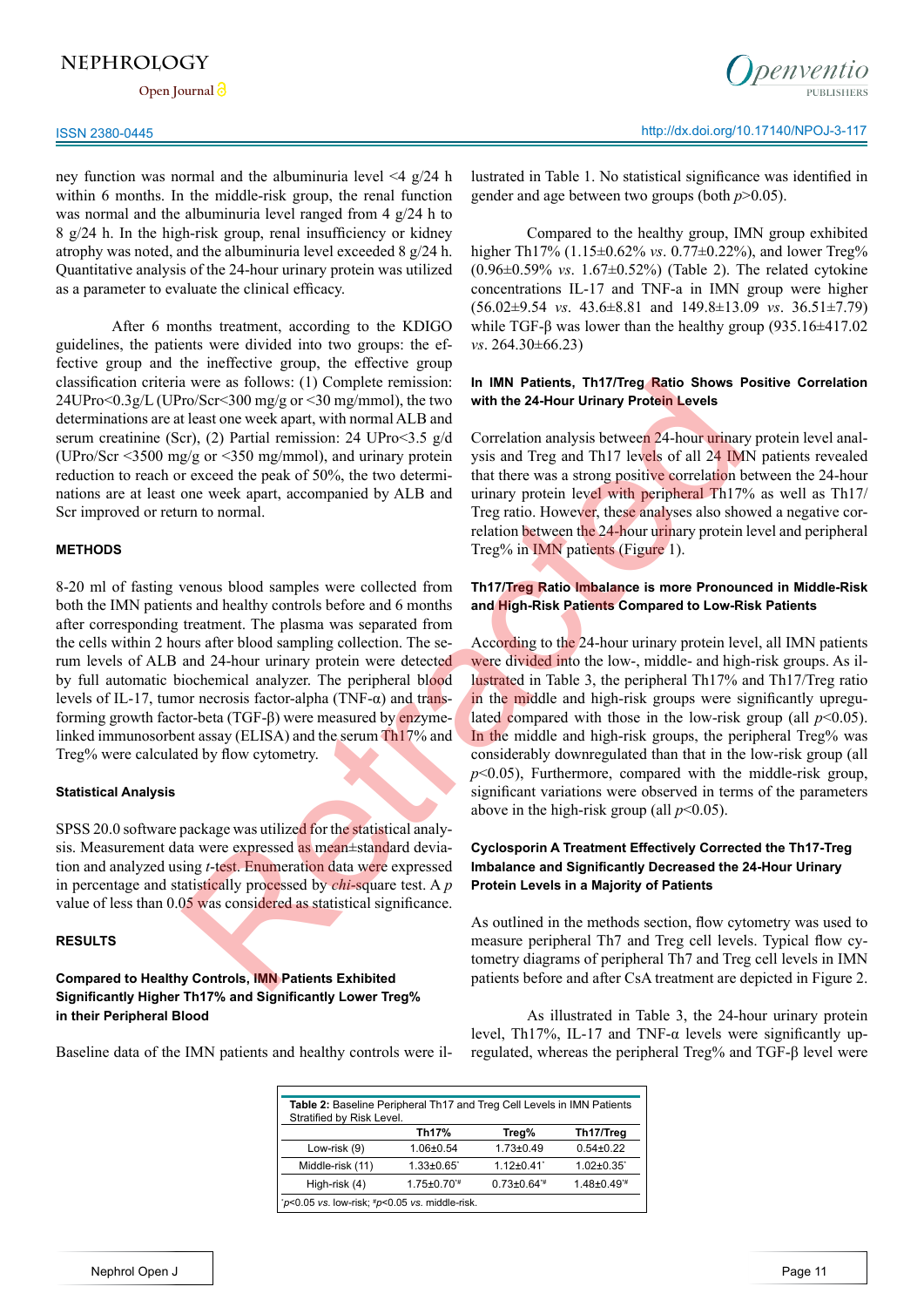ney function was normal and the albuminuria level <4 g/24 h within 6 months. In the middle-risk group, the renal function was normal and the albuminuria level ranged from 4 g/24 h to 8 g/24 h. In the high-risk group, renal insufficiency or kidney atrophy was noted, and the albuminuria level exceeded 8 g/24 h. Quantitative analysis of the 24-hour urinary protein was utilized as a parameter to evaluate the clinical efficacy.

After 6 months treatment, according to the KDIGO guidelines, the patients were divided into two groups: the effective group and the ineffective group, the effective group classification criteria were as follows: (1) Complete remission: 24UPro<0.3g/L (UPro/Scr<300 mg/g or <30 mg/mmol), the two determinations are at least one week apart, with normal ALB and serum creatinine (Scr), (2) Partial remission: 24 UPro<3.5 g/d (UPro/Scr <3500 mg/g or <350 mg/mmol), and urinary protein reduction to reach or exceed the peak of 50%, the two determinations are at least one week apart, accompanied by ALB and Scr improved or return to normal.

## METHODS

8-20 ml of fasting venous blood samples were collected from both the IMN patients and healthy controls before and 6 months after corresponding treatment. The plasma was separated from the cells within 2 hours after blood sampling collection. The serum levels of ALB and 24-hour urinary protein were detected by full automatic biochemical analyzer. The peripheral blood levels of IL-17, tumor necrosis factor-alpha (TNF-α) and transforming growth factor-beta (TGF-β) were measured by enzyme-linked immunosorbent assay (ELISA) and the serum Th17% and Treg% were calculated by flow cytometry.

### Statistical Analysis

SPSS 20.0 software package was utilized for the statistical analysis. Measurement data were expressed as mean±standard deviation and analyzed using *t*-test. Enumeration data were expressed in percentage and statistically processed by *chi*-square test. A $p$ value of less than 0.05 was considered as statistical significance.

## RESULTS

### Compared to Healthy Controls, IMN Patients Exhibited Significantly Higher Th17% and Significantly Lower Treg% in their Peripheral Blood

Baseline data of the IMN patients and healthy controls were illustrated in Table 1. No statistical significance was identified in gender and age between two groups (both $p>0.05$).

Compared to the healthy group, IMN group exhibited higher Th17% (1.15±0.62% *vs*. 0.77±0.22%), and lower Treg% (0.96±0.59% *vs*. 1.67±0.52%) (Table 2). The related cytokine concentrations IL-17 and TNF-a in IMN group were higher (56.02±9.54 *vs*. 43.6±8.81 and 149.8±13.09 *vs*. 36.51±7.79) while TGF-β was lower than the healthy group (935.16±417.02 *vs*. 264.30±66.23)

### In IMN Patients, Th17/Treg Ratio Shows Positive Correlation with the 24-Hour Urinary Protein Levels

Correlation analysis between 24-hour urinary protein level analysis and Treg and Th17 levels of all 24 IMN patients revealed that there was a strong positive correlation between the 24-hour urinary protein level with peripheral Th17% as well as Th17/Treg ratio. However, these analyses also showed a negative correlation between the 24-hour urinary protein level and peripheral Treg% in IMN patients (Figure 1).

### Th17/Treg Ratio Imbalance is more Pronounced in Middle-Risk and High-Risk Patients Compared to Low-Risk Patients

According to the 24-hour urinary protein level, all IMN patients were divided into the low-, middle- and high-risk groups. As illustrated in Table 3, the peripheral Th17% and Th17/Treg ratio in the middle and high-risk groups were significantly upregulated compared with those in the low-risk group (all $p<0.05$). In the middle and high-risk groups, the peripheral Treg% was considerably downregulated than that in the low-risk group (all $p<0.05$), Furthermore, compared with the middle-risk group, significant variations were observed in terms of the parameters above in the high-risk group (all $p<0.05$).

### Cyclosporin A Treatment Effectively Corrected the Th17-Treg Imbalance and Significantly Decreased the 24-Hour Urinary Protein Levels in a Majority of Patients

As outlined in the methods section, flow cytometry was used to measure peripheral Th7 and Treg cell levels. Typical flow cytometry diagrams of peripheral Th7 and Treg cell levels in IMN patients before and after CsA treatment are depicted in Figure 2.

As illustrated in Table 3, the 24-hour urinary protein level, Th17%, IL-17 and TNF-α levels were significantly upregulated, whereas the peripheral Treg% and TGF-β level were

**Table 2:** Baseline Peripheral Th17 and Treg Cell Levels in IMN Patients Stratified by Risk Level.

| | Th17% | Treg% | Th17/Treg |
|---|---|---|---|
| Low-risk (9) | 1.06±0.54 | 1.73±0.49 | 0.54±0.22 |
| Middle-risk (11) | 1.33±0.65* | 1.12±0.41* | 1.02±0.35* |
| High-risk (4) | 1.75±0.70*# | 0.73±0.64*# | 1.48±0.49*# |

*$p<0.05$ *vs*. low-risk; #$p<0.05$ *vs*. middle-risk.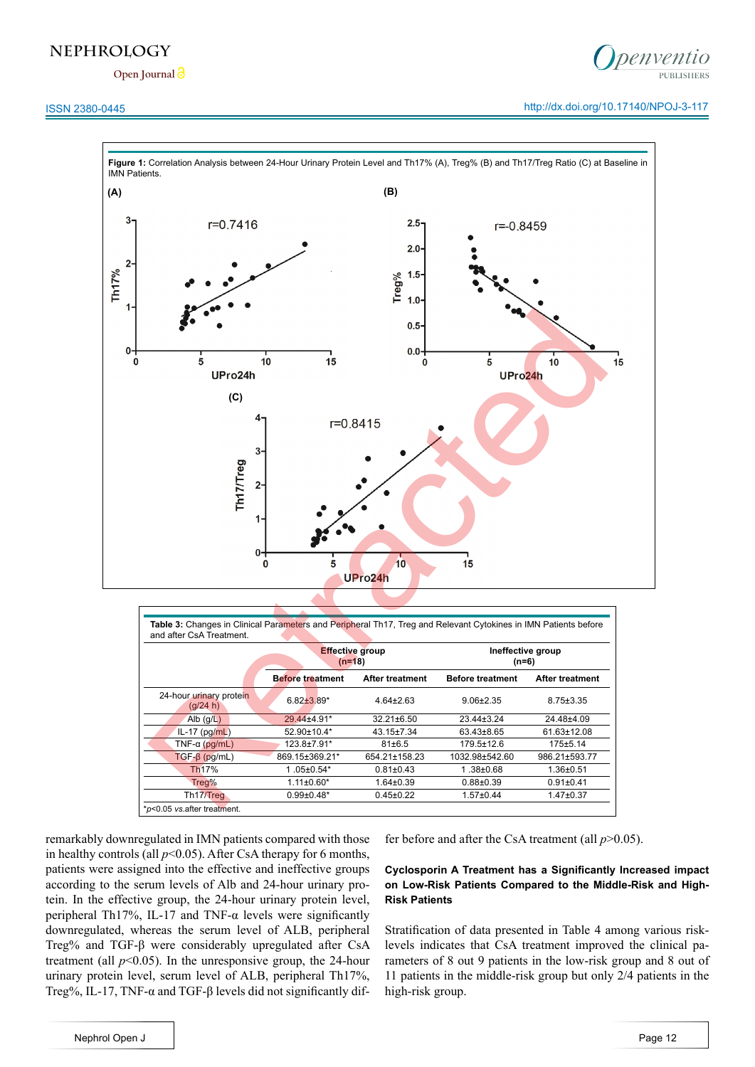**Figure 1:** Correlation Analysis between 24-Hour Urinary Protein Level and Th17% (A), Treg% (B) and Th17/Treg Ratio (C) at Baseline in IMN Patients.

**Table 3:** Changes in Clinical Parameters and Peripheral Th17, Treg and Relevant Cytokines in IMN Patients before and after CsA Treatment.

| | Effective group (n=18) | | Ineffective group (n=6) | |
|---|---|---|---|---|
| | **Before treatment** | **After treatment** | **Before treatment** | **After treatment** |
| 24-hour urinary protein (g/24 h) | 6.82±3.89* | 4.64±2.63 | 9.06±2.35 | 8.75±3.35 |
| Alb (g/L) | 29.44±4.91* | 32.21±6.50 | 23.44±3.24 | 24.48±4.09 |
| IL-17 (pg/mL) | 52.90±10.4* | 43.15±7.34 | 63.43±8.65 | 61.63±12.08 |
| TNF-α (pg/mL) | 123.8±7.91* | 81±6.5 | 179.5±12.6 | 175±5.14 |
| TGF-β (pg/mL) | 869.15±369.21* | 654.21±158.23 | 1032.98±542.60 | 986.21±593.77 |
| Th17% | 1 .05±0.54* | 0.81±0.43 | 1 .38±0.68 | 1.36±0.51 |
| Treg% | 1.11±0.60* | 1.64±0.39 | 0.88±0.39 | 0.91±0.41 |
| Th17/Treg | 0.99±0.48* | 0.45±0.22 | 1.57±0.44 | 1.47±0.37 |

*$p<0.05$ *vs.* after treatment.

remarkably downregulated in IMN patients compared with those in healthy controls (all $p<0.05$). After CsA therapy for 6 months, patients were assigned into the effective and ineffective groups according to the serum levels of Alb and 24-hour urinary protein. In the effective group, the 24-hour urinary protein level, peripheral Th17%, IL-17 and TNF-α levels were significantly downregulated, whereas the serum level of ALB, peripheral Treg% and TGF-β were considerably upregulated after CsA treatment (all $p<0.05$). In the unresponsive group, the 24-hour urinary protein level, serum level of ALB, peripheral Th17%, Treg%, IL-17, TNF-α and TGF-β levels did not significantly differ before and after the CsA treatment (all $p>0.05$).

### Cyclosporin A Treatment has a Significantly Increased impact on Low-Risk Patients Compared to the Middle-Risk and High-Risk Patients

Stratification of data presented in Table 4 among various risk-levels indicates that CsA treatment improved the clinical parameters of 8 out 9 patients in the low-risk group and 8 out of 11 patients in the middle-risk group but only 2/4 patients in the high-risk group.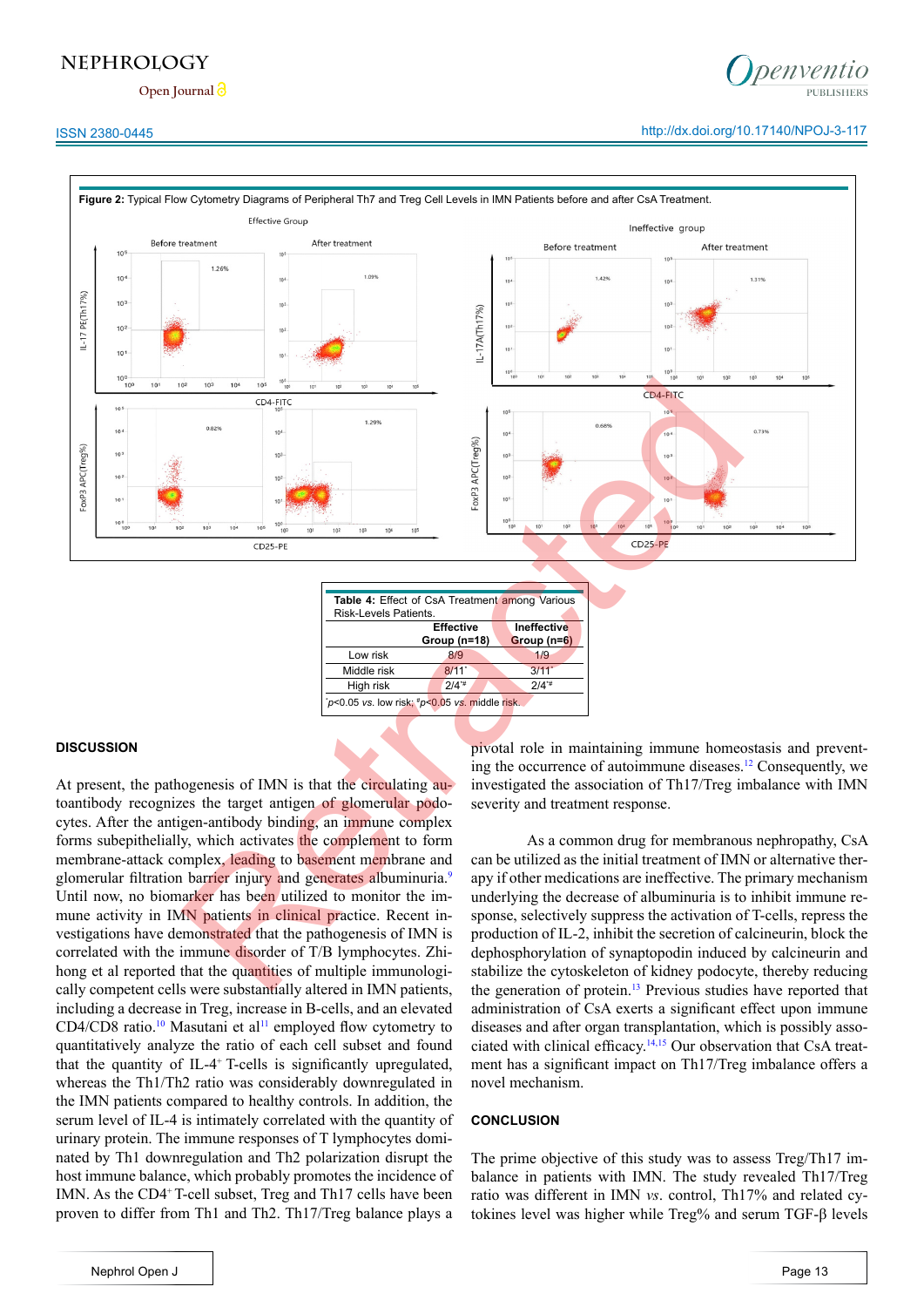**Figure 2:** Typical Flow Cytometry Diagrams of Peripheral Th7 and Treg Cell Levels in IMN Patients before and after CsA Treatment.

| **Table 4:** Effect of CsA Treatment among Various Risk-Levels Patients. | | |
|---|---|---|
| | **Effective Group (n=18)** | **Ineffective Group (n=6)** |
| Low risk | 8/9 | 1/9 |
| Middle risk | 8/11* | 3/11* |
| High risk | 2/4*# | 2/4*# |

*$p$<0.05 *vs.* low risk; #$p$<0.05 *vs.* middle risk.

## DISCUSSION

At present, the pathogenesis of IMN is that the circulating autoantibody recognizes the target antigen of glomerular podocytes. After the antigen-antibody binding, an immune complex forms subepithelially, which activates the complement to form membrane-attack complex, leading to basement membrane and glomerular filtration barrier injury and generates albuminuria.[9] Until now, no biomarker has been utilized to monitor the immune activity in IMN patients in clinical practice. Recent investigations have demonstrated that the pathogenesis of IMN is correlated with the immune disorder of T/B lymphocytes. Zhihong et al reported that the quantities of multiple immunologically competent cells were substantially altered in IMN patients, including a decrease in Treg, increase in B-cells, and an elevated CD4/CD8 ratio.[10] Masutani et al[11] employed flow cytometry to quantitatively analyze the ratio of each cell subset and found that the quantity of IL-4$^+$ T-cells is significantly upregulated, whereas the Th1/Th2 ratio was considerably downregulated in the IMN patients compared to healthy controls. In addition, the serum level of IL-4 is intimately correlated with the quantity of urinary protein. The immune responses of T lymphocytes dominated by Th1 downregulation and Th2 polarization disrupt the host immune balance, which probably promotes the incidence of IMN. As the CD4$^+$ T-cell subset, Treg and Th17 cells have been proven to differ from Th1 and Th2. Th17/Treg balance plays a pivotal role in maintaining immune homeostasis and preventing the occurrence of autoimmune diseases.[12] Consequently, we investigated the association of Th17/Treg imbalance with IMN severity and treatment response.

As a common drug for membranous nephropathy, CsA can be utilized as the initial treatment of IMN or alternative therapy if other medications are ineffective. The primary mechanism underlying the decrease of albuminuria is to inhibit immune response, selectively suppress the activation of T-cells, repress the production of IL-2, inhibit the secretion of calcineurin, block the dephosphorylation of synaptopodin induced by calcineurin and stabilize the cytoskeleton of kidney podocyte, thereby reducing the generation of protein.[13] Previous studies have reported that administration of CsA exerts a significant effect upon immune diseases and after organ transplantation, which is possibly associated with clinical efficacy.[14,15] Our observation that CsA treatment has a significant impact on Th17/Treg imbalance offers a novel mechanism.

## CONCLUSION

The prime objective of this study was to assess Treg/Th17 imbalance in patients with IMN. The study revealed Th17/Treg ratio was different in IMN *vs.* control, Th17% and related cytokines level was higher while Treg% and serum TGF-β levels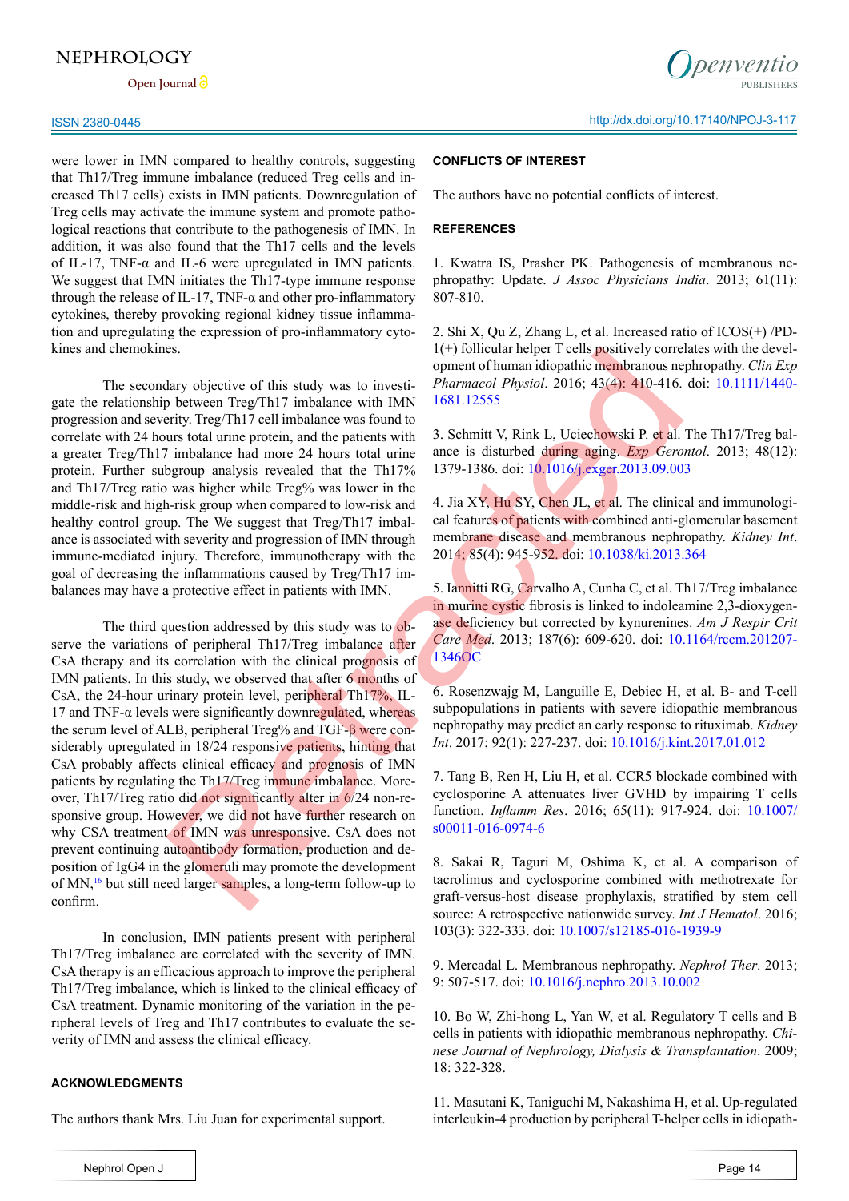were lower in IMN compared to healthy controls, suggesting that Th17/Treg immune imbalance (reduced Treg cells and increased Th17 cells) exists in IMN patients. Downregulation of Treg cells may activate the immune system and promote pathological reactions that contribute to the pathogenesis of IMN. In addition, it was also found that the Th17 cells and the levels of IL-17, TNF-α and IL-6 were upregulated in IMN patients. We suggest that IMN initiates the Th17-type immune response through the release of IL-17, TNF-α and other pro-inflammatory cytokines, thereby provoking regional kidney tissue inflammation and upregulating the expression of pro-inflammatory cytokines and chemokines.

The secondary objective of this study was to investigate the relationship between Treg/Th17 imbalance with IMN progression and severity. Treg/Th17 cell imbalance was found to correlate with 24 hours total urine protein, and the patients with a greater Treg/Th17 imbalance had more 24 hours total urine protein. Further subgroup analysis revealed that the Th17% and Th17/Treg ratio was higher while Treg% was lower in the middle-risk and high-risk group when compared to low-risk and healthy control group. The We suggest that Treg/Th17 imbalance is associated with severity and progression of IMN through immune-mediated injury. Therefore, immunotherapy with the goal of decreasing the inflammations caused by Treg/Th17 imbalances may have a protective effect in patients with IMN.

The third question addressed by this study was to observe the variations of peripheral Th17/Treg imbalance after CsA therapy and its correlation with the clinical prognosis of IMN patients. In this study, we observed that after 6 months of CsA, the 24-hour urinary protein level, peripheral Th17%, IL-17 and TNF-α levels were significantly downregulated, whereas the serum level of ALB, peripheral Treg% and TGF-β were considerably upregulated in 18/24 responsive patients, hinting that CsA probably affects clinical efficacy and prognosis of IMN patients by regulating the Th17/Treg immune imbalance. Moreover, Th17/Treg ratio did not significantly alter in 6/24 non-responsive group. However, we did not have further research on why CSA treatment of IMN was unresponsive. CsA does not prevent continuing autoantibody formation, production and deposition of IgG4 in the glomeruli may promote the development of MN,[16] but still need larger samples, a long-term follow-up to confirm.

In conclusion, IMN patients present with peripheral Th17/Treg imbalance are correlated with the severity of IMN. CsA therapy is an efficacious approach to improve the peripheral Th17/Treg imbalance, which is linked to the clinical efficacy of CsA treatment. Dynamic monitoring of the variation in the peripheral levels of Treg and Th17 contributes to evaluate the severity of IMN and assess the clinical efficacy.

## ACKNOWLEDGMENTS

The authors thank Mrs. Liu Juan for experimental support.

## CONFLICTS OF INTEREST

The authors have no potential conflicts of interest.

## REFERENCES

1. Kwatra IS, Prasher PK. Pathogenesis of membranous nephropathy: Update. *J Assoc Physicians India*. 2013; 61(11): 807-810.

2. Shi X, Qu Z, Zhang L, et al. Increased ratio of ICOS(+) /PD-1(+) follicular helper T cells positively correlates with the development of human idiopathic membranous nephropathy. *Clin Exp Pharmacol Physiol*. 2016; 43(4): 410-416. doi: 10.1111/1440-1681.12555

3. Schmitt V, Rink L, Uciechowski P. et al. The Th17/Treg balance is disturbed during aging. *Exp Gerontol*. 2013; 48(12): 1379-1386. doi: 10.1016/j.exger.2013.09.003

4. Jia XY, Hu SY, Chen JL, et al. The clinical and immunological features of patients with combined anti-glomerular basement membrane disease and membranous nephropathy. *Kidney Int*. 2014; 85(4): 945-952. doi: 10.1038/ki.2013.364

5. Iannitti RG, Carvalho A, Cunha C, et al. Th17/Treg imbalance in murine cystic fibrosis is linked to indoleamine 2,3-dioxygenase deficiency but corrected by kynurenines. *Am J Respir Crit Care Med*. 2013; 187(6): 609-620. doi: 10.1164/rccm.201207-1346OC

6. Rosenzwajg M, Languille E, Debiec H, et al. B- and T-cell subpopulations in patients with severe idiopathic membranous nephropathy may predict an early response to rituximab. *Kidney Int*. 2017; 92(1): 227-237. doi: 10.1016/j.kint.2017.01.012

7. Tang B, Ren H, Liu H, et al. CCR5 blockade combined with cyclosporine A attenuates liver GVHD by impairing T cells function. *Inflamm Res*. 2016; 65(11): 917-924. doi: 10.1007/s00011-016-0974-6

8. Sakai R, Taguri M, Oshima K, et al. A comparison of tacrolimus and cyclosporine combined with methotrexate for graft-versus-host disease prophylaxis, stratified by stem cell source: A retrospective nationwide survey. *Int J Hematol*. 2016; 103(3): 322-333. doi: 10.1007/s12185-016-1939-9

9. Mercadal L. Membranous nephropathy. *Nephrol Ther*. 2013; 9: 507-517. doi: 10.1016/j.nephro.2013.10.002

10. Bo W, Zhi-hong L, Yan W, et al. Regulatory T cells and B cells in patients with idiopathic membranous nephropathy. *Chinese Journal of Nephrology, Dialysis & Transplantation*. 2009; 18: 322-328.

11. Masutani K, Taniguchi M, Nakashima H, et al. Up-regulated interleukin-4 production by peripheral T-helper cells in idiopath-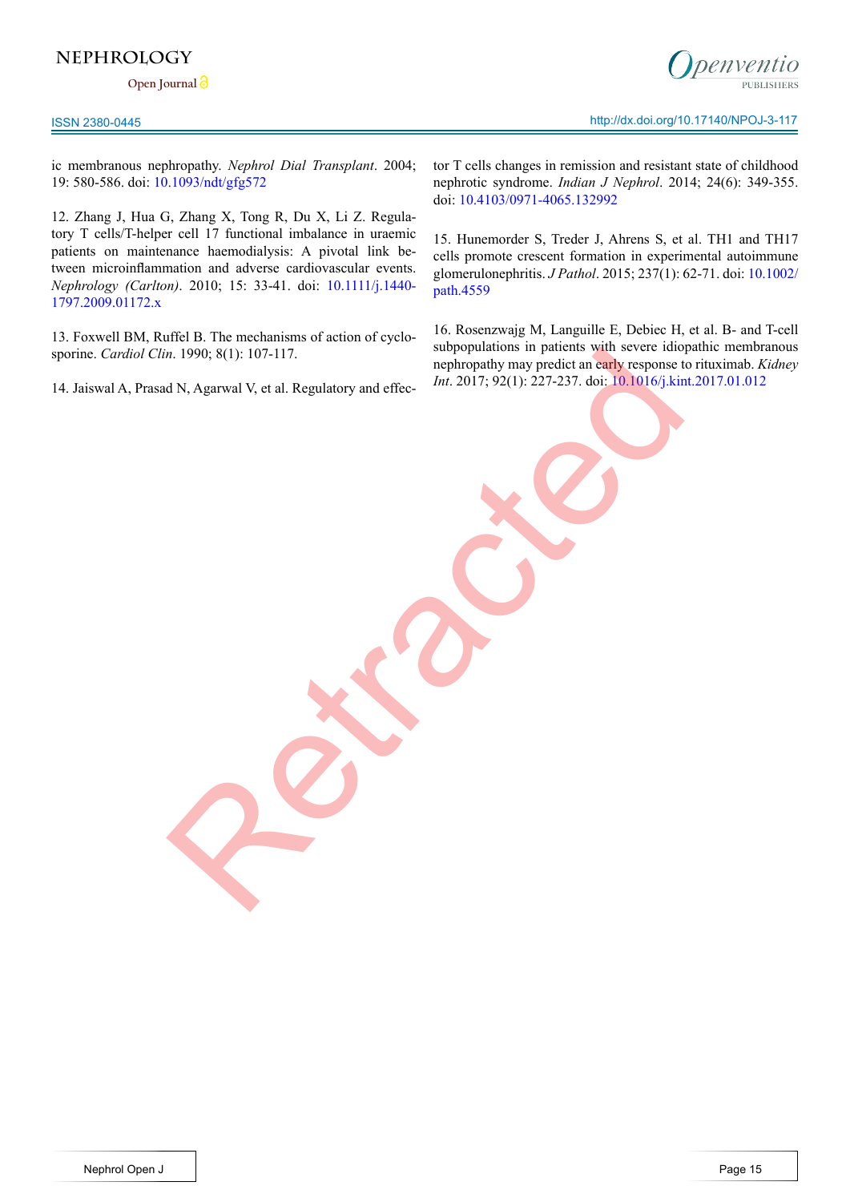ic membranous nephropathy. *Nephrol Dial Transplant*. 2004; 19: 580-586. doi: 10.1093/ndt/gfg572

12. Zhang J, Hua G, Zhang X, Tong R, Du X, Li Z. Regulatory T cells/T-helper cell 17 functional imbalance in uraemic patients on maintenance haemodialysis: A pivotal link between microinflammation and adverse cardiovascular events. *Nephrology (Carlton)*. 2010; 15: 33-41. doi: 10.1111/j.1440-1797.2009.01172.x

13. Foxwell BM, Ruffel B. The mechanisms of action of cyclosporine. *Cardiol Clin*. 1990; 8(1): 107-117.

14. Jaiswal A, Prasad N, Agarwal V, et al. Regulatory and effector T cells changes in remission and resistant state of childhood nephrotic syndrome. *Indian J Nephrol*. 2014; 24(6): 349-355. doi: 10.4103/0971-4065.132992

15. Hunemorder S, Treder J, Ahrens S, et al. TH1 and TH17 cells promote crescent formation in experimental autoimmune glomerulonephritis. *J Pathol*. 2015; 237(1): 62-71. doi: 10.1002/path.4559

16. Rosenzwajg M, Languille E, Debiec H, et al. B- and T-cell subpopulations in patients with severe idiopathic membranous nephropathy may predict an early response to rituximab. *Kidney Int*. 2017; 92(1): 227-237. doi: 10.1016/j.kint.2017.01.012

Retracted